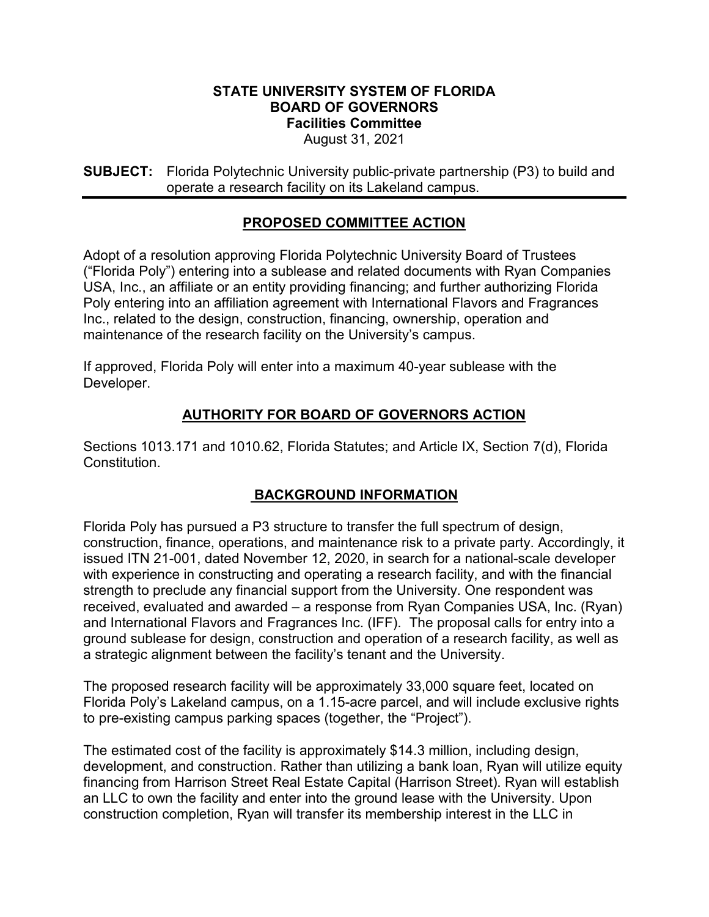**STATE UNIVERSITY SYSTEM OF FLORIDA**
**BOARD OF GOVERNORS**
**Facilities Committee**
August 31, 2021

**SUBJECT:** Florida Polytechnic University public-private partnership (P3) to build and operate a research facility on its Lakeland campus.

## PROPOSED COMMITTEE ACTION

Adopt of a resolution approving Florida Polytechnic University Board of Trustees ("Florida Poly") entering into a sublease and related documents with Ryan Companies USA, Inc., an affiliate or an entity providing financing; and further authorizing Florida Poly entering into an affiliation agreement with International Flavors and Fragrances Inc., related to the design, construction, financing, ownership, operation and maintenance of the research facility on the University's campus.

If approved, Florida Poly will enter into a maximum 40-year sublease with the Developer.

## AUTHORITY FOR BOARD OF GOVERNORS ACTION

Sections 1013.171 and 1010.62, Florida Statutes; and Article IX, Section 7(d), Florida Constitution.

## BACKGROUND INFORMATION

Florida Poly has pursued a P3 structure to transfer the full spectrum of design, construction, finance, operations, and maintenance risk to a private party. Accordingly, it issued ITN 21-001, dated November 12, 2020, in search for a national-scale developer with experience in constructing and operating a research facility, and with the financial strength to preclude any financial support from the University. One respondent was received, evaluated and awarded – a response from Ryan Companies USA, Inc. (Ryan) and International Flavors and Fragrances Inc. (IFF). The proposal calls for entry into a ground sublease for design, construction and operation of a research facility, as well as a strategic alignment between the facility's tenant and the University.

The proposed research facility will be approximately 33,000 square feet, located on Florida Poly's Lakeland campus, on a 1.15-acre parcel, and will include exclusive rights to pre-existing campus parking spaces (together, the "Project").

The estimated cost of the facility is approximately $14.3 million, including design, development, and construction. Rather than utilizing a bank loan, Ryan will utilize equity financing from Harrison Street Real Estate Capital (Harrison Street). Ryan will establish an LLC to own the facility and enter into the ground lease with the University. Upon construction completion, Ryan will transfer its membership interest in the LLC in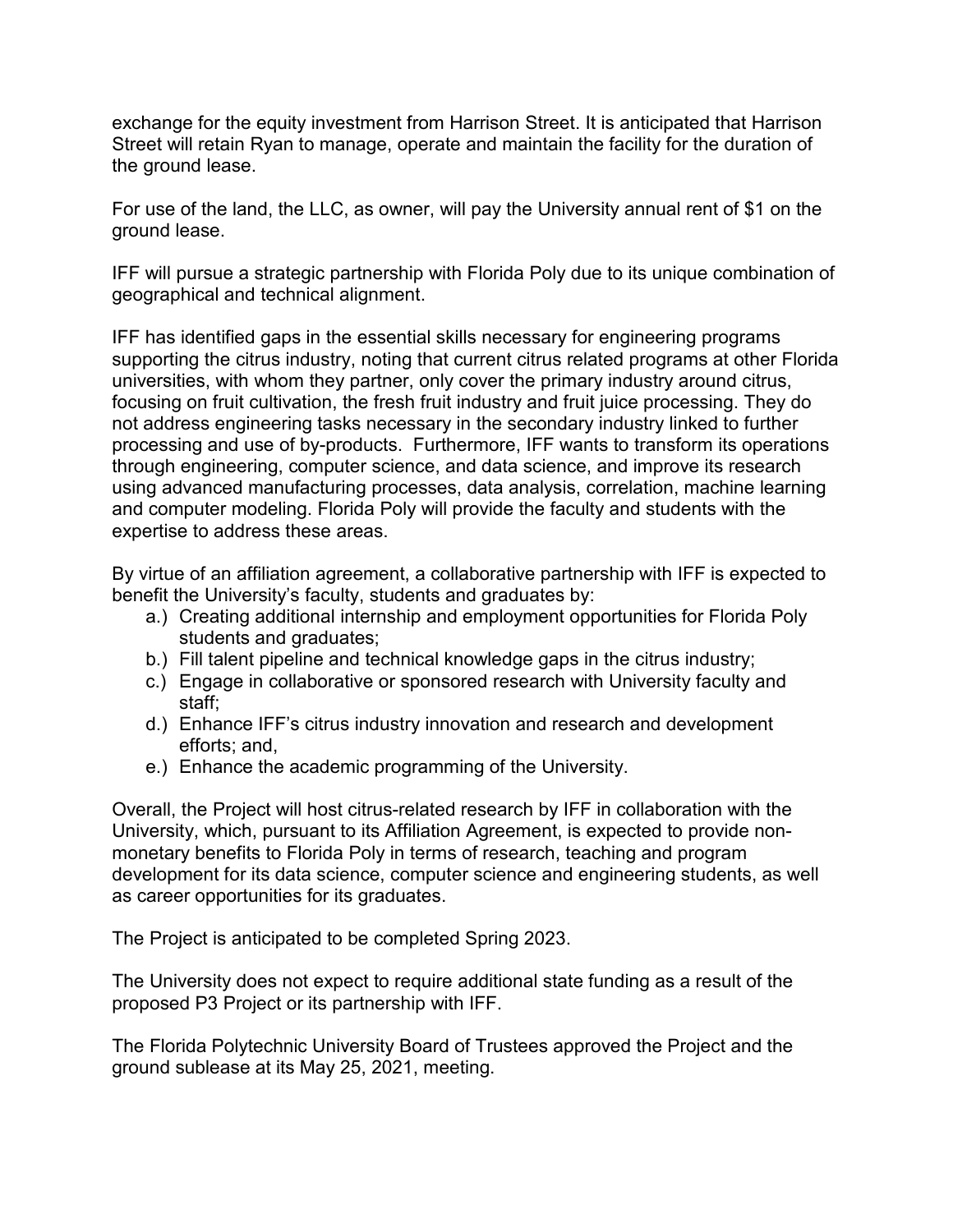exchange for the equity investment from Harrison Street. It is anticipated that Harrison Street will retain Ryan to manage, operate and maintain the facility for the duration of the ground lease.

For use of the land, the LLC, as owner, will pay the University annual rent of $1 on the ground lease.

IFF will pursue a strategic partnership with Florida Poly due to its unique combination of geographical and technical alignment.

IFF has identified gaps in the essential skills necessary for engineering programs supporting the citrus industry, noting that current citrus related programs at other Florida universities, with whom they partner, only cover the primary industry around citrus, focusing on fruit cultivation, the fresh fruit industry and fruit juice processing. They do not address engineering tasks necessary in the secondary industry linked to further processing and use of by-products. Furthermore, IFF wants to transform its operations through engineering, computer science, and data science, and improve its research using advanced manufacturing processes, data analysis, correlation, machine learning and computer modeling. Florida Poly will provide the faculty and students with the expertise to address these areas.

By virtue of an affiliation agreement, a collaborative partnership with IFF is expected to benefit the University's faculty, students and graduates by:

a.) Creating additional internship and employment opportunities for Florida Poly students and graduates;
b.) Fill talent pipeline and technical knowledge gaps in the citrus industry;
c.) Engage in collaborative or sponsored research with University faculty and staff;
d.) Enhance IFF's citrus industry innovation and research and development efforts; and,
e.) Enhance the academic programming of the University.

Overall, the Project will host citrus-related research by IFF in collaboration with the University, which, pursuant to its Affiliation Agreement, is expected to provide non-monetary benefits to Florida Poly in terms of research, teaching and program development for its data science, computer science and engineering students, as well as career opportunities for its graduates.

The Project is anticipated to be completed Spring 2023.

The University does not expect to require additional state funding as a result of the proposed P3 Project or its partnership with IFF.

The Florida Polytechnic University Board of Trustees approved the Project and the ground sublease at its May 25, 2021, meeting.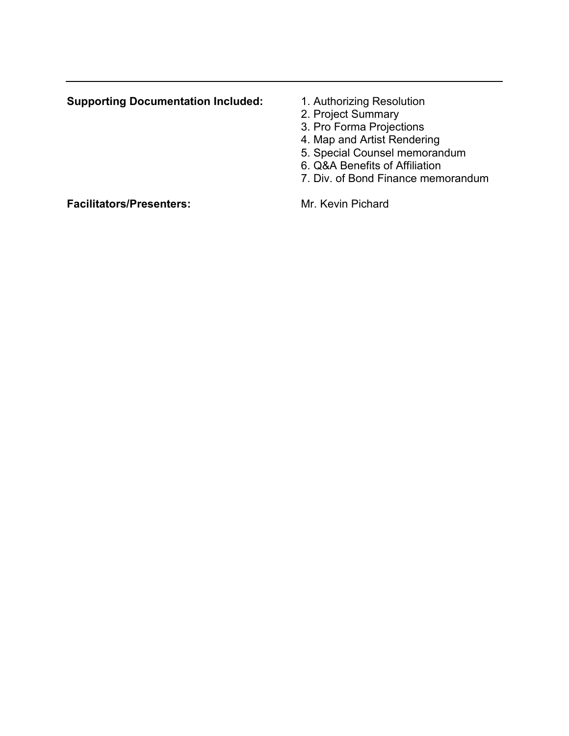---

**Supporting Documentation Included:**

1. Authorizing Resolution
2. Project Summary
3. Pro Forma Projections
4. Map and Artist Rendering
5. Special Counsel memorandum
6. Q&A Benefits of Affiliation
7. Div. of Bond Finance memorandum

**Facilitators/Presenters:** Mr. Kevin Pichard